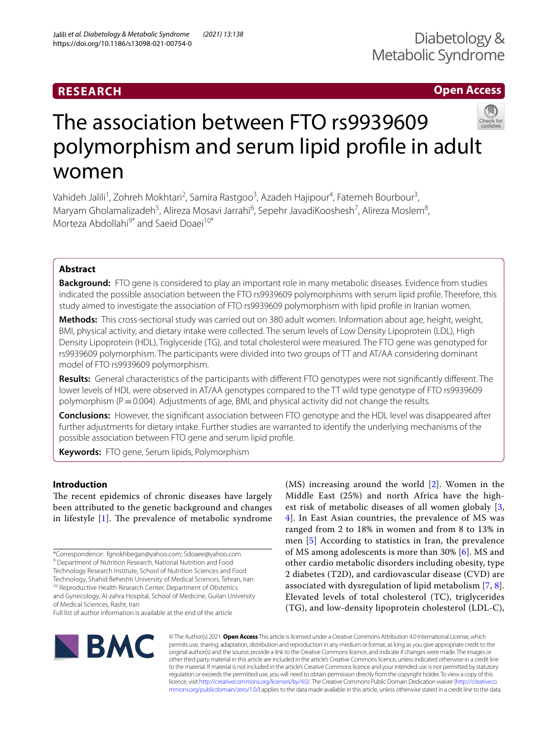RESEARCH

Open Access

# The association between FTO rs9939609 polymorphism and serum lipid profile in adult women

Vahideh Jalili[1], Zohreh Mokhtari[2], Samira Rastgoo[3], Azadeh Hajipour[4], Fatemeh Bourbour[3], Maryam Gholamalizadeh[5], Alireza Mosavi Jarrahi[6], Sepehr JavadiKooshesh[7], Alireza Moslem[8], Morteza Abdollahi[9*] and Saeid Doaei[10*]

## Abstract

**Background:** FTO gene is considered to play an important role in many metabolic diseases. Evidence from studies indicated the possible association between the FTO rs9939609 polymorphisms with serum lipid profile. Therefore, this study aimed to investigate the association of FTO rs9939609 polymorphism with lipid profile in Iranian women.

**Methods:** This cross-sectional study was carried out on 380 adult women. Information about age, height, weight, BMI, physical activity, and dietary intake were collected. The serum levels of Low Density Lipoprotein (LDL), High Density Lipoprotein (HDL), Triglyceride (TG), and total cholesterol were measured. The FTO gene was genotyped for rs9939609 polymorphism. The participants were divided into two groups of TT and AT/AA considering dominant model of FTO rs9939609 polymorphism.

**Results:** General characteristics of the participants with different FTO genotypes were not significantly different. The lower levels of HDL were observed in AT/AA genotypes compared to the TT wild type genotype of FTO rs9939609 polymorphism ($P = 0.004$). Adjustments of age, BMI, and physical activity did not change the results.

**Conclusions:** However, the significant association between FTO genotype and the HDL level was disappeared after further adjustments for dietary intake. Further studies are warranted to identify the underlying mechanisms of the possible association between FTO gene and serum lipid profile.

**Keywords:** FTO gene, Serum lipids, Polymorphism

## Introduction

The recent epidemics of chronic diseases have largely been attributed to the genetic background and changes in lifestyle [1]. The prevalence of metabolic syndrome (MS) increasing around the world [2]. Women in the Middle East (25%) and north Africa have the highest risk of metabolic diseases of all women globaly [3, 4]. In East Asian countries, the prevalence of MS was ranged from 2 to 18% in women and from 8 to 13% in men [5] According to statistics in Iran, the prevalence of MS among adolescents is more than 30% [6]. MS and other cardio metabolic disorders including obesity, type 2 diabetes (T2D), and cardiovascular disease (CVD) are associated with dysregulation of lipid metabolism [7, 8]. Elevated levels of total cholesterol (TC), triglycerides (TG), and low-density lipoprotein cholesterol (LDL-C),

*Correspondence: fgnokhbegan@yahoo.com; Sdoaee@yahoo.com
[9] Department of Nutrition Research, National Nutrition and Food Technology Research Institute, School of Nutrition Sciences and Food Technology, Shahid Beheshti University of Medical Sciences, Tehran, Iran
[10] Reproductive Health Research Center, Department of Obstetrics and Gynecology, Al-zahra Hospital, School of Medicine, Guilan University of Medical Sciences, Rasht, Iran
Full list of author information is available at the end of the article

© The Author(s) 2021. **Open Access** This article is licensed under a Creative Commons Attribution 4.0 International License, which permits use, sharing, adaptation, distribution and reproduction in any medium or format, as long as you give appropriate credit to the original author(s) and the source, provide a link to the Creative Commons licence, and indicate if changes were made. The images or other third party material in this article are included in the article's Creative Commons licence, unless indicated otherwise in a credit line to the material. If material is not included in the article's Creative Commons licence and your intended use is not permitted by statutory regulation or exceeds the permitted use, you will need to obtain permission directly from the copyright holder. To view a copy of this licence, visit http://creativecommons.org/licenses/by/4.0/. The Creative Commons Public Domain Dedication waiver (http://creativecommons.org/publicdomain/zero/1.0/) applies to the data made available in this article, unless otherwise stated in a credit line to the data.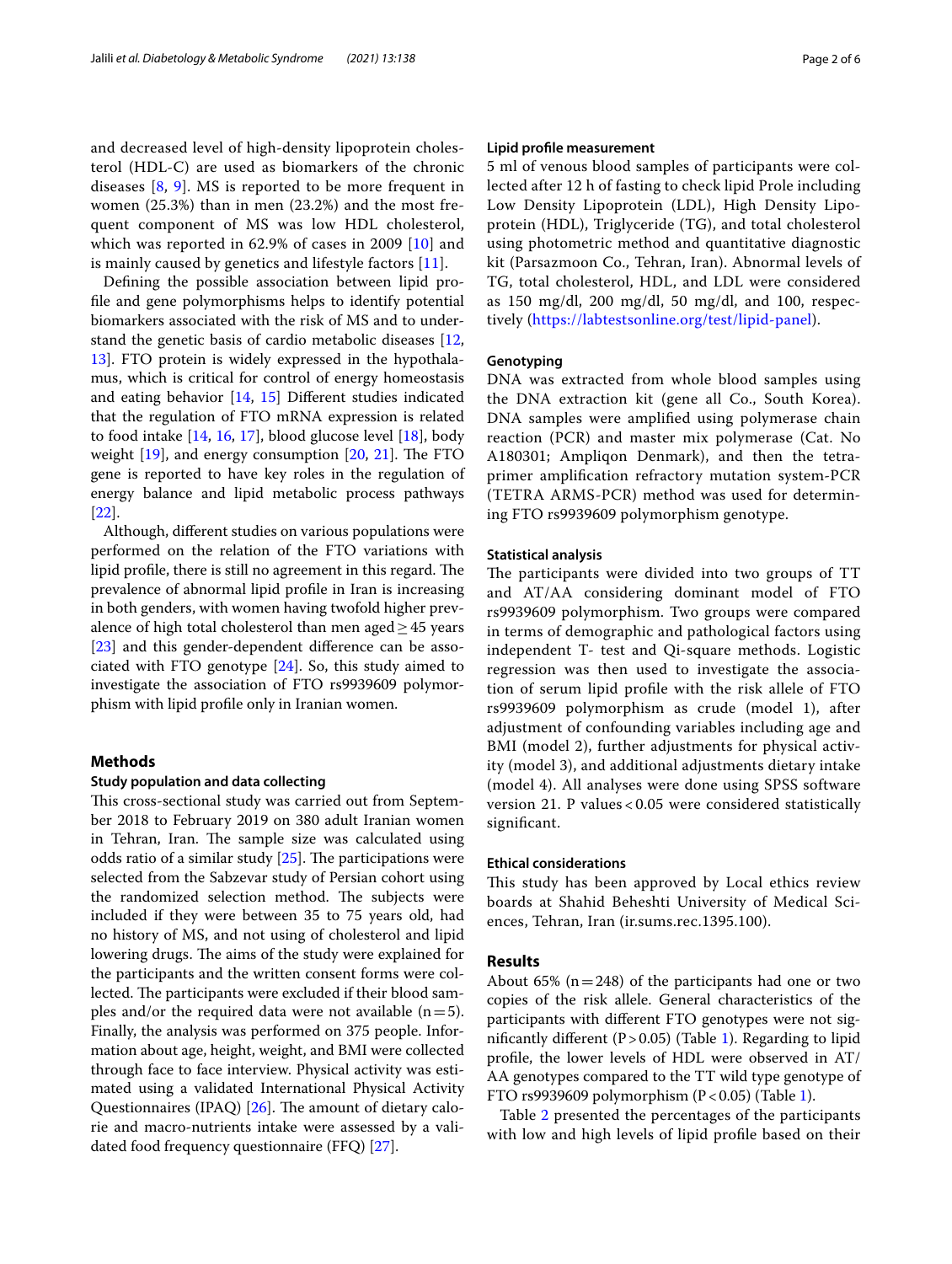and decreased level of high-density lipoprotein cholesterol (HDL-C) are used as biomarkers of the chronic diseases [8, 9]. MS is reported to be more frequent in women (25.3%) than in men (23.2%) and the most frequent component of MS was low HDL cholesterol, which was reported in 62.9% of cases in 2009 [10] and is mainly caused by genetics and lifestyle factors [11].

Defining the possible association between lipid profile and gene polymorphisms helps to identify potential biomarkers associated with the risk of MS and to understand the genetic basis of cardio metabolic diseases [12, 13]. FTO protein is widely expressed in the hypothalamus, which is critical for control of energy homeostasis and eating behavior [14, 15] Different studies indicated that the regulation of FTO mRNA expression is related to food intake [14, 16, 17], blood glucose level [18], body weight [19], and energy consumption [20, 21]. The FTO gene is reported to have key roles in the regulation of energy balance and lipid metabolic process pathways [22].

Although, different studies on various populations were performed on the relation of the FTO variations with lipid profile, there is still no agreement in this regard. The prevalence of abnormal lipid profile in Iran is increasing in both genders, with women having twofold higher prevalence of high total cholesterol than men aged ≥ 45 years [23] and this gender-dependent difference can be associated with FTO genotype [24]. So, this study aimed to investigate the association of FTO rs9939609 polymorphism with lipid profile only in Iranian women.

## Methods

### Study population and data collecting

This cross-sectional study was carried out from September 2018 to February 2019 on 380 adult Iranian women in Tehran, Iran. The sample size was calculated using odds ratio of a similar study [25]. The participations were selected from the Sabzevar study of Persian cohort using the randomized selection method. The subjects were included if they were between 35 to 75 years old, had no history of MS, and not using of cholesterol and lipid lowering drugs. The aims of the study were explained for the participants and the written consent forms were collected. The participants were excluded if their blood samples and/or the required data were not available (n = 5). Finally, the analysis was performed on 375 people. Information about age, height, weight, and BMI were collected through face to face interview. Physical activity was estimated using a validated International Physical Activity Questionnaires (IPAQ) [26]. The amount of dietary calorie and macro-nutrients intake were assessed by a validated food frequency questionnaire (FFQ) [27].

### Lipid profile measurement

5 ml of venous blood samples of participants were collected after 12 h of fasting to check lipid Prole including Low Density Lipoprotein (LDL), High Density Lipoprotein (HDL), Triglyceride (TG), and total cholesterol using photometric method and quantitative diagnostic kit (Parsazmoon Co., Tehran, Iran). Abnormal levels of TG, total cholesterol, HDL, and LDL were considered as 150 mg/dl, 200 mg/dl, 50 mg/dl, and 100, respectively (https://labtestsonline.org/test/lipid-panel).

### Genotyping

DNA was extracted from whole blood samples using the DNA extraction kit (gene all Co., South Korea). DNA samples were amplified using polymerase chain reaction (PCR) and master mix polymerase (Cat. No A180301; Ampliqon Denmark), and then the tetra-primer amplification refractory mutation system-PCR (TETRA ARMS-PCR) method was used for determining FTO rs9939609 polymorphism genotype.

### Statistical analysis

The participants were divided into two groups of TT and AT/AA considering dominant model of FTO rs9939609 polymorphism. Two groups were compared in terms of demographic and pathological factors using independent T- test and Qi-square methods. Logistic regression was then used to investigate the association of serum lipid profile with the risk allele of FTO rs9939609 polymorphism as crude (model 1), after adjustment of confounding variables including age and BMI (model 2), further adjustments for physical activity (model 3), and additional adjustments dietary intake (model 4). All analyses were done using SPSS software version 21. P values < 0.05 were considered statistically significant.

### Ethical considerations

This study has been approved by Local ethics review boards at Shahid Beheshti University of Medical Sciences, Tehran, Iran (ir.sums.rec.1395.100).

## Results

About 65% (n = 248) of the participants had one or two copies of the risk allele. General characteristics of the participants with different FTO genotypes were not significantly different (P > 0.05) (Table 1). Regarding to lipid profile, the lower levels of HDL were observed in AT/AA genotypes compared to the TT wild type genotype of FTO rs9939609 polymorphism (P < 0.05) (Table 1).

Table 2 presented the percentages of the participants with low and high levels of lipid profile based on their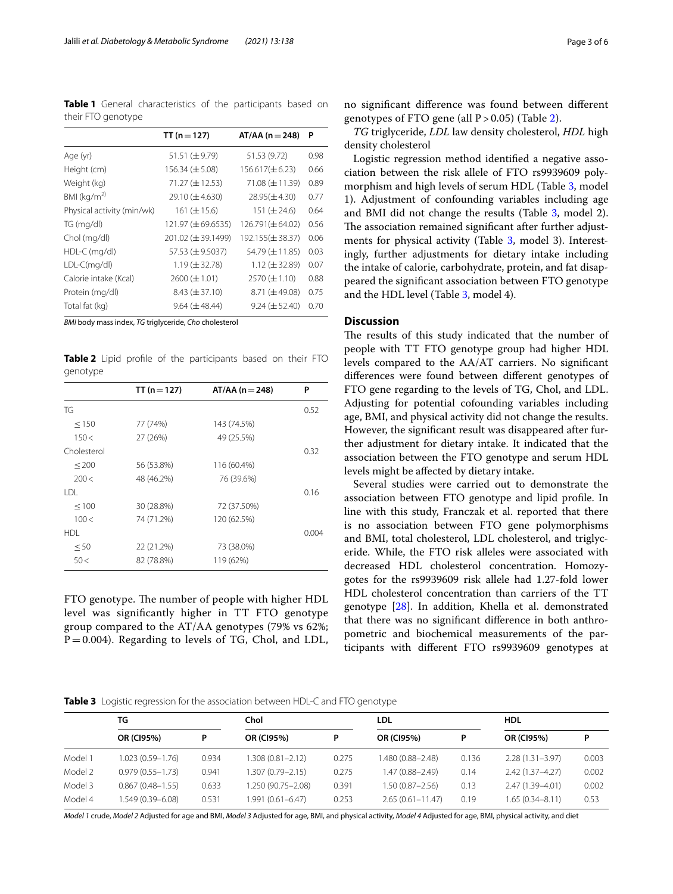**Table 1** General characteristics of the participants based on their FTO genotype

| | TT (n = 127) | AT/AA (n = 248) | P |
|---|---|---|---|
| Age (yr) | 51.51 (±9.79) | 51.53 (9.72) | 0.98 |
| Height (cm) | 156.34 (±5.08) | 156.617(±6.23) | 0.66 |
| Weight (kg) | 71.27 (±12.53) | 71.08 (±11.39) | 0.89 |
| BMI (kg/m$^{2)}$ | 29.10 (±4.630) | 28.95(±4.30) | 0.77 |
| Physical activity (min/wk) | 161 (±15.6) | 151 (±24.6) | 0.64 |
| TG (mg/dl) | 121.97 (±69.6535) | 126.791(±64.02) | 0.56 |
| Chol (mg/dl) | 201.02 (±39.1499) | 192.155(±38.37) | 0.06 |
| HDL-C (mg/dl) | 57.53 (±9.5037) | 54.79 (±11.85) | 0.03 |
| LDL-C(mg/dl) | 1.19 (±32.78) | 1.12 (±32.89) | 0.07 |
| Calorie intake (Kcal) | 2600 (±1.01) | 2570 (±1.10) | 0.88 |
| Protein (mg/dl) | 8.43 (±37.10) | 8.71 (±49.08) | 0.75 |
| Total fat (kg) | 9.64 (±48.44) | 9.24 (±52.40) | 0.70 |

*BMI* body mass index, *TG* triglyceride, *Cho* cholesterol

**Table 2** Lipid profile of the participants based on their FTO genotype

| | TT (n = 127) | AT/AA (n = 248) | P |
|---|---|---|---|
| TG | | | 0.52 |
| ≤ 150 | 77 (74%) | 143 (74.5%) | |
| 150 < | 27 (26%) | 49 (25.5%) | |
| Cholesterol | | | 0.32 |
| ≤ 200 | 56 (53.8%) | 116 (60.4%) | |
| 200 < | 48 (46.2%) | 76 (39.6%) | |
| LDL | | | 0.16 |
| ≤ 100 | 30 (28.8%) | 72 (37.50%) | |
| 100 < | 74 (71.2%) | 120 (62.5%) | |
| HDL | | | 0.004 |
| ≤ 50 | 22 (21.2%) | 73 (38.0%) | |
| 50 < | 82 (78.8%) | 119 (62%) | |

FTO genotype. The number of people with higher HDL level was significantly higher in TT FTO genotype group compared to the AT/AA genotypes (79% vs 62%; P = 0.004). Regarding to levels of TG, Chol, and LDL, no significant difference was found between different genotypes of FTO gene (all P > 0.05) (Table 2).

*TG* triglyceride, *LDL* law density cholesterol, *HDL* high density cholesterol

Logistic regression method identified a negative association between the risk allele of FTO rs9939609 polymorphism and high levels of serum HDL (Table 3, model 1). Adjustment of confounding variables including age and BMI did not change the results (Table 3, model 2). The association remained significant after further adjustments for physical activity (Table 3, model 3). Interestingly, further adjustments for dietary intake including the intake of calorie, carbohydrate, protein, and fat disappeared the significant association between FTO genotype and the HDL level (Table 3, model 4).

## Discussion

The results of this study indicated that the number of people with TT FTO genotype group had higher HDL levels compared to the AA/AT carriers. No significant differences were found between different genotypes of FTO gene regarding to the levels of TG, Chol, and LDL. Adjusting for potential cofounding variables including age, BMI, and physical activity did not change the results. However, the significant result was disappeared after further adjustment for dietary intake. It indicated that the association between the FTO genotype and serum HDL levels might be affected by dietary intake.

Several studies were carried out to demonstrate the association between FTO genotype and lipid profile. In line with this study, Franczak et al. reported that there is no association between FTO gene polymorphisms and BMI, total cholesterol, LDL cholesterol, and triglyceride. While, the FTO risk alleles were associated with decreased HDL cholesterol concentration. Homozygotes for the rs9939609 risk allele had 1.27-fold lower HDL cholesterol concentration than carriers of the TT genotype [28]. In addition, Khella et al. demonstrated that there was no significant difference in both anthropometric and biochemical measurements of the participants with different FTO rs9939609 genotypes at

**Table 3** Logistic regression for the association between HDL-C and FTO genotype

| | TG | | Chol | | LDL | | HDL | |
|---|---|---|---|---|---|---|---|---|
| | OR (CI95%) | P | OR (CI95%) | P | OR (CI95%) | P | OR (CI95%) | P |
| Model 1 | 1.023 (0.59–1.76) | 0.934 | 1.308 (0.81–2.12) | 0.275 | 1.480 (0.88–2.48) | 0.136 | 2.28 (1.31–3.97) | 0.003 |
| Model 2 | 0.979 (0.55–1.73) | 0.941 | 1.307 (0.79–2.15) | 0.275 | 1.47 (0.88–2.49) | 0.14 | 2.42 (1.37–4.27) | 0.002 |
| Model 3 | 0.867 (0.48–1.55) | 0.633 | 1.250 (90.75–2.08) | 0.391 | 1.50 (0.87–2.56) | 0.13 | 2.47 (1.39–4.01) | 0.002 |
| Model 4 | 1.549 (0.39–6.08) | 0.531 | 1.991 (0.61–6.47) | 0.253 | 2.65 (0.61–11.47) | 0.19 | 1.65 (0.34–8.11) | 0.53 |

*Model 1* crude, *Model 2* Adjusted for age and BMI, *Model 3* Adjusted for age, BMI, and physical activity, *Model 4* Adjusted for age, BMI, physical activity, and diet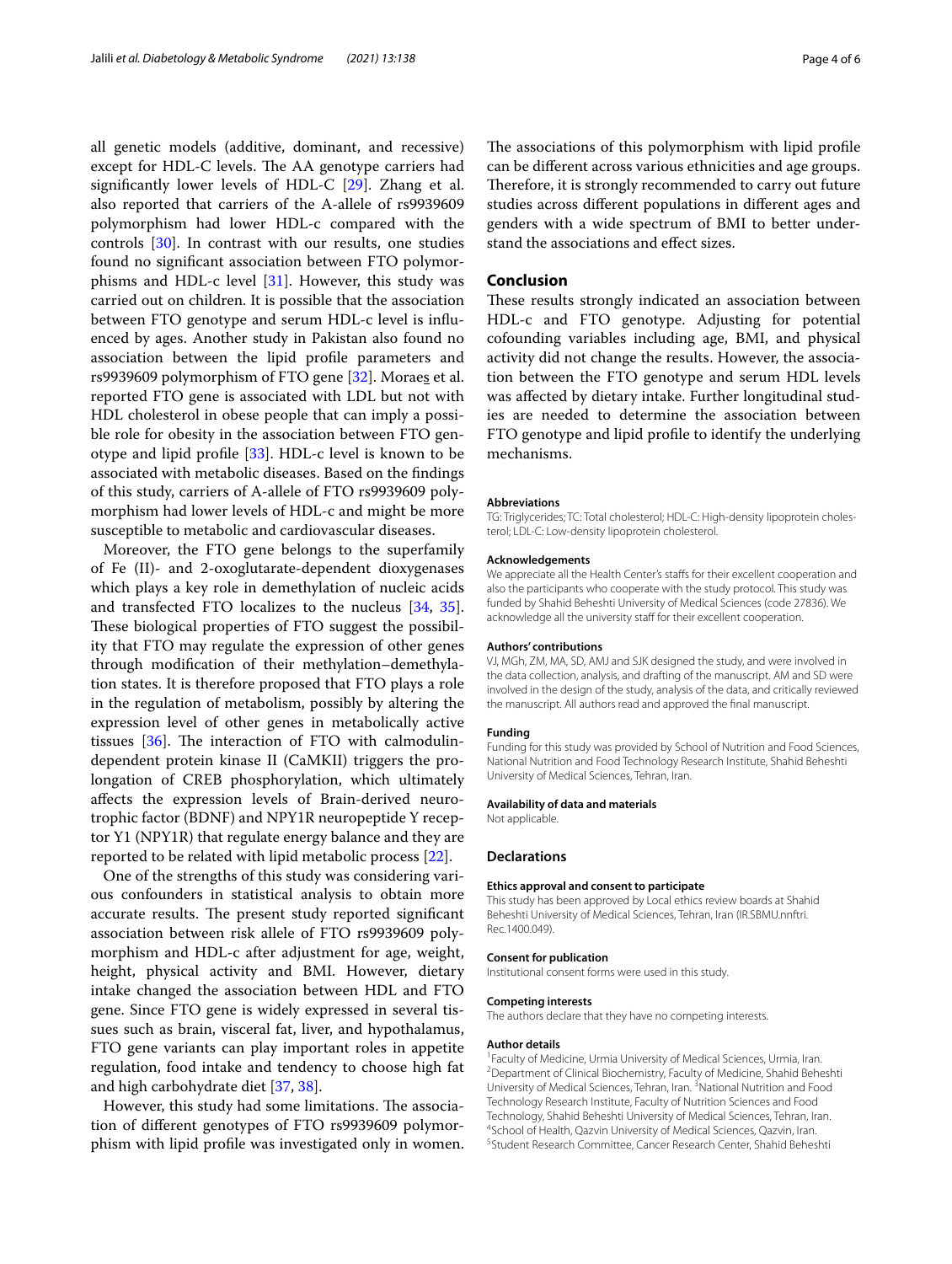all genetic models (additive, dominant, and recessive) except for HDL-C levels. The AA genotype carriers had significantly lower levels of HDL-C [29]. Zhang et al. also reported that carriers of the A-allele of rs9939609 polymorphism had lower HDL-c compared with the controls [30]. In contrast with our results, one studies found no significant association between FTO polymorphisms and HDL-c level [31]. However, this study was carried out on children. It is possible that the association between FTO genotype and serum HDL-c level is influenced by ages. Another study in Pakistan also found no association between the lipid profile parameters and rs9939609 polymorphism of FTO gene [32]. Moraes et al. reported FTO gene is associated with LDL but not with HDL cholesterol in obese people that can imply a possible role for obesity in the association between FTO genotype and lipid profile [33]. HDL-c level is known to be associated with metabolic diseases. Based on the findings of this study, carriers of A-allele of FTO rs9939609 polymorphism had lower levels of HDL-c and might be more susceptible to metabolic and cardiovascular diseases.

Moreover, the FTO gene belongs to the superfamily of Fe (II)- and 2-oxoglutarate-dependent dioxygenases which plays a key role in demethylation of nucleic acids and transfected FTO localizes to the nucleus [34, 35]. These biological properties of FTO suggest the possibility that FTO may regulate the expression of other genes through modification of their methylation–demethylation states. It is therefore proposed that FTO plays a role in the regulation of metabolism, possibly by altering the expression level of other genes in metabolically active tissues [36]. The interaction of FTO with calmodulin-dependent protein kinase II (CaMKII) triggers the prolongation of CREB phosphorylation, which ultimately affects the expression levels of Brain-derived neurotrophic factor (BDNF) and NPY1R neuropeptide Y receptor Y1 (NPY1R) that regulate energy balance and they are reported to be related with lipid metabolic process [22].

One of the strengths of this study was considering various confounders in statistical analysis to obtain more accurate results. The present study reported significant association between risk allele of FTO rs9939609 polymorphism and HDL-c after adjustment for age, weight, height, physical activity and BMI. However, dietary intake changed the association between HDL and FTO gene. Since FTO gene is widely expressed in several tissues such as brain, visceral fat, liver, and hypothalamus, FTO gene variants can play important roles in appetite regulation, food intake and tendency to choose high fat and high carbohydrate diet [37, 38].

However, this study had some limitations. The association of different genotypes of FTO rs9939609 polymorphism with lipid profile was investigated only in women. The associations of this polymorphism with lipid profile can be different across various ethnicities and age groups. Therefore, it is strongly recommended to carry out future studies across different populations in different ages and genders with a wide spectrum of BMI to better understand the associations and effect sizes.

## Conclusion

These results strongly indicated an association between HDL-c and FTO genotype. Adjusting for potential cofounding variables including age, BMI, and physical activity did not change the results. However, the association between the FTO genotype and serum HDL levels was affected by dietary intake. Further longitudinal studies are needed to determine the association between FTO genotype and lipid profile to identify the underlying mechanisms.

#### Abbreviations

TG: Triglycerides; TC: Total cholesterol; HDL-C: High-density lipoprotein cholesterol; LDL-C: Low-density lipoprotein cholesterol.

#### Acknowledgements

We appreciate all the Health Center's staffs for their excellent cooperation and also the participants who cooperate with the study protocol. This study was funded by Shahid Beheshti University of Medical Sciences (code 27836). We acknowledge all the university staff for their excellent cooperation.

#### Authors' contributions

VJ, MGh, ZM, MA, SD, AMJ and SJK designed the study, and were involved in the data collection, analysis, and drafting of the manuscript. AM and SD were involved in the design of the study, analysis of the data, and critically reviewed the manuscript. All authors read and approved the final manuscript.

#### Funding

Funding for this study was provided by School of Nutrition and Food Sciences, National Nutrition and Food Technology Research Institute, Shahid Beheshti University of Medical Sciences, Tehran, Iran.

#### Availability of data and materials

Not applicable.

### Declarations

#### Ethics approval and consent to participate

This study has been approved by Local ethics review boards at Shahid Beheshti University of Medical Sciences, Tehran, Iran (IR.SBMU.nnftri.Rec.1400.049).

#### Consent for publication

Institutional consent forms were used in this study.

#### Competing interests

The authors declare that they have no competing interests.

#### Author details

[1] Faculty of Medicine, Urmia University of Medical Sciences, Urmia, Iran. [2] Department of Clinical Biochemistry, Faculty of Medicine, Shahid Beheshti University of Medical Sciences, Tehran, Iran. [3] National Nutrition and Food Technology Research Institute, Faculty of Nutrition Sciences and Food Technology, Shahid Beheshti University of Medical Sciences, Tehran, Iran. [4] School of Health, Qazvin University of Medical Sciences, Qazvin, Iran. [5] Student Research Committee, Cancer Research Center, Shahid Beheshti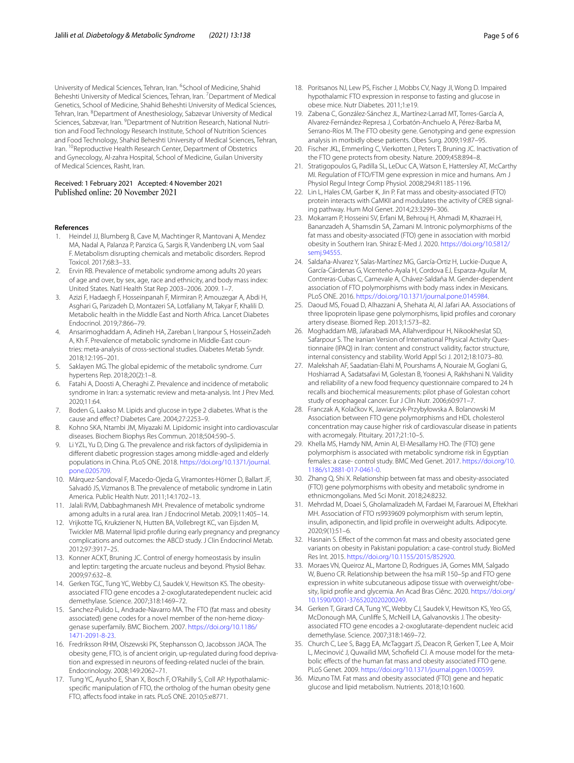University of Medical Sciences, Tehran, Iran. [6]School of Medicine, Shahid Beheshti University of Medical Sciences, Tehran, Iran. [7]Department of Medical Genetics, School of Medicine, Shahid Beheshti University of Medical Sciences, Tehran, Iran. [8]Department of Anesthesiology, Sabzevar University of Medical Sciences, Sabzevar, Iran. [9]Department of Nutrition Research, National Nutrition and Food Technology Research Institute, School of Nutrition Sciences and Food Technology, Shahid Beheshti University of Medical Sciences, Tehran, Iran. [10]Reproductive Health Research Center, Department of Obstetrics and Gynecology, Al-zahra Hospital, School of Medicine, Guilan University of Medical Sciences, Rasht, Iran.

Received: 1 February 2021 Accepted: 4 November 2021
Published online: 20 November 2021

## References

1. Heindel JJ, Blumberg B, Cave M, Machtinger R, Mantovani A, Mendez MA, Nadal A, Palanza P, Panzica G, Sargis R, Vandenberg LN, vom Saal F. Metabolism disrupting chemicals and metabolic disorders. Reprod Toxicol. 2017;68:3–33.
2. Ervin RB. Prevalence of metabolic syndrome among adults 20 years of age and over, by sex, age, race and ethnicity, and body mass index: United States. Natl Health Stat Rep 2003–2006. 2009. 1–7.
3. Azizi F, Hadaegh F, Hosseinpanah F, Mirmiran P, Amouzegar A, Abdi H, Asghari G, Parizadeh D, Montazeri SA, Lotfaliany M, Takyar F, Khalili D. Metabolic health in the Middle East and North Africa. Lancet Diabetes Endocrinol. 2019;7:866–79.
4. Ansarimoghaddam A, Adineh HA, Zareban I, Iranpour S, HosseinZadeh A, Kh F. Prevalence of metabolic syndrome in Middle-East countries: meta-analysis of cross-sectional studies. Diabetes Metab Syndr. 2018;12:195–201.
5. Saklayen MG. The global epidemic of the metabolic syndrome. Curr hypertens Rep. 2018;20(2):1–8.
6. Fatahi A, Doosti A, Cheraghi Z. Prevalence and incidence of metabolic syndrome in Iran: a systematic review and meta-analysis. Int J Prev Med. 2020;11:64.
7. Boden G, Laakso M. Lipids and glucose in type 2 diabetes. What is the cause and effect? Diabetes Care. 2004;27:2253–9.
8. Kohno SKA, Ntambi JM, Miyazaki M. Lipidomic insight into cardiovascular diseases. Biochem Biophys Res Commun. 2018;504:590–5.
9. Li YZL, Yu D, Ding G. The prevalence and risk factors of dyslipidemia in different diabetic progression stages among middle-aged and elderly populations in China. PLoS ONE. 2018. https://doi.org/10.1371/journal.pone.0205709.
10. Márquez-Sandoval F, Macedo-Ojeda G, Viramontes-Hörner D, Ballart JF, Salvadó JS, Vizmanos B. The prevalence of metabolic syndrome in Latin America. Public Health Nutr. 2011;14:1702–13.
11. Jalali RVM, Dabbaghmanesh MH. Prevalence of metabolic syndrome among adults in a rural area. Iran J Endocrinol Metab. 2009;11:405–14.
12. Vrijkotte TG, Krukziener N, Hutten BA, Vollebregt KC, van Eijsden M, Twickler MB. Maternal lipid profile during early pregnancy and pregnancy complications and outcomes: the ABCD study. J Clin Endocrinol Metab. 2012;97:3917–25.
13. Konner ACKT, Bruning JC. Control of energy homeostasis by insulin and leptin: targeting the arcuate nucleus and beyond. Physiol Behav. 2009;97:632–8.
14. Gerken TGC, Tung YC, Webby CJ, Saudek V, Hewitson KS. The obesity-associated FTO gene encodes a 2-oxoglutaratedependent nucleic acid demethylase. Science. 2007;318:1469–72.
15. Sanchez-Pulido L, Andrade-Navarro MA. The FTO (fat mass and obesity associated) gene codes for a novel member of the non-heme dioxygenase superfamily. BMC Biochem. 2007. https://doi.org/10.1186/1471-2091-8-23.
16. Fredriksson RHM, Olszewski PK, Stephansson O, Jacobsson JAOA. The obesity gene, FTO, is of ancient origin, up-regulated during food deprivation and expressed in neurons of feeding-related nuclei of the brain. Endocrinology. 2008;149:2062–71.
17. Tung YC, Ayusho E, Shan X, Bosch F, O'Rahilly S, Coll AP. Hypothalamic-specific manipulation of FTO, the ortholog of the human obesity gene FTO, affects food intake in rats. PLoS ONE. 2010;5:e8771.
18. Poritsanos NJ, Lew PS, Fischer J, Mobbs CV, Nagy JI, Wong D. Impaired hypothalamic FTO expression in response to fasting and glucose in obese mice. Nutr Diabetes. 2011;1:e19.
19. Zabena C, González-Sánchez JL, Martínez-Larrad MT, Torres-García A, Alvarez-Fernández-Represa J, Corbatón-Anchuelo A, Pérez-Barba M, Serrano-Ríos M. The FTO obesity gene. Genotyping and gene expression analysis in morbidly obese patients. Obes Surg. 2009;19:87–95.
20. Fischer JKL, Emmerling C, Vierkotten J, Peters T, Bruning JC. Inactivation of the FTO gene protects from obesity. Nature. 2009;458:894–8.
21. Stratigopoulos G, Padilla SL, LeDuc CA, Watson E, Hattersley AT, McCarthy MI. Regulation of FTO/FTM gene expression in mice and humans. Am J Physiol Regul Integr Comp Physiol. 2008;294:R1185-1196.
22. Lin L, Hales CM, Garber K, Jin P. Fat mass and obesity-associated (FTO) protein interacts with CaMKII and modulates the activity of CREB signaling pathway. Hum Mol Genet. 2014;23:3299–306.
23. Mokarram P, Hosseini SV, Erfani M, Behrouj H, Ahmadi M, Khazraei H, Bananzadeh A, Shamsdin SA, Zamani M. Intronic polymorphisms of the fat mass and obesity-associated (FTO) gene in association with morbid obesity in Southern Iran. Shiraz E-Med J. 2020. https://doi.org/10.5812/semj.94555.
24. Saldaña-Alvarez Y, Salas-Martínez MG, García-Ortiz H, Luckie-Duque A, García-Cárdenas G, Vicenteño-Ayala H, Cordova EJ, Esparza-Aguilar M, Contreras-Cubas C, Carnevale A, Chávez-Saldaña M. Gender-dependent association of FTO polymorphisms with body mass index in Mexicans. PLoS ONE. 2016. https://doi.org/10.1371/journal.pone.0145984.
25. Daoud MS, Fouad D, Alhazzani A, Shehata AI, Al Jafari AA. Associations of three lipoprotein lipase gene polymorphisms, lipid profiles and coronary artery disease. Biomed Rep. 2013;1:573–82.
26. Moghaddam MB, Jafarabadi MA, Allahverdipour H, Nikookheslat SD, Safarpour S. The Iranian Version of International Physical Activity Questionnaire (IPAQ) in Iran: content and construct validity, factor structure, internal consistency and stability. World Appl Sci J. 2012;18:1073–80.
27. Malekshah AF, Saadatian-Elahi M, Pourshams A, Nouraie M, Goglani G, Hoshiarrad A, Sadatsafavi M, Golestan B, Yoonesi A, Rakhshani N. Validity and reliability of a new food frequency questionnaire compared to 24 h recalls and biochemical measurements: pilot phase of Golestan cohort study of esophageal cancer. Eur J Clin Nutr. 2006;60:971–7.
28. Franczak A, Kolačkov K, Jawiarczyk-Przybyłowska A. Bolanowski M Association between FTO gene polymorphisms and HDL cholesterol concentration may cause higher risk of cardiovascular disease in patients with acromegaly. Pituitary. 2017;21:10–5.
29. Khella MS, Hamdy NM, Amin AI, El-Mesallamy HO. The (FTO) gene polymorphism is associated with metabolic syndrome risk in Egyptian females: a case- control study. BMC Med Genet. 2017. https://doi.org/10.1186/s12881-017-0461-0.
30. Zhang Q, Shi X. Relationship between fat mass and obesity-associated (FTO) gene polymorphisms with obesity and metabolic syndrome in ethnicmongolians. Med Sci Monit. 2018;24:8232.
31. Mehrdad M, Doaei S, Gholamalizadeh M, Fardaei M, Fararouei M, Eftekhari MH. Association of FTO rs9939609 polymorphism with serum leptin, insulin, adiponectin, and lipid profile in overweight adults. Adipocyte. 2020;9(1):51–6.
32. Hasnain S. Effect of the common fat mass and obesity associated gene variants on obesity in Pakistani population: a case-control study. BioMed Res Int. 2015. https://doi.org/10.1155/2015/852920.
33. Moraes VN, Queiroz AL, Martone D, Rodrigues JA, Gomes MM, Salgado W, Bueno CR. Relationship between the hsa miR 150–5p and FTO gene expression in white subcutaneous adipose tissue with overweight/obesity, lipid profile and glycemia. An Acad Bras Ciênc. 2020. https://doi.org/10.1590/0001-3765202020200249.
34. Gerken T, Girard CA, Tung YC, Webby CJ, Saudek V, Hewitson KS, Yeo GS, McDonough MA, Cunliffe S, McNeill LA, Galvanovskis J. The obesity-associated FTO gene encodes a 2-oxoglutarate-dependent nucleic acid demethylase. Science. 2007;318:1469–72.
35. Church C, Lee S, Bagg EA, McTaggart JS, Deacon R, Gerken T, Lee A, Moir L, Mecinović J, Quwailid MM, Schofield CJ. A mouse model for the metabolic effects of the human fat mass and obesity associated FTO gene. PLoS Genet. 2009. https://doi.org/10.1371/journal.pgen.1000599.
36. Mizuno TM. Fat mass and obesity associated (FTO) gene and hepatic glucose and lipid metabolism. Nutrients. 2018;10:1600.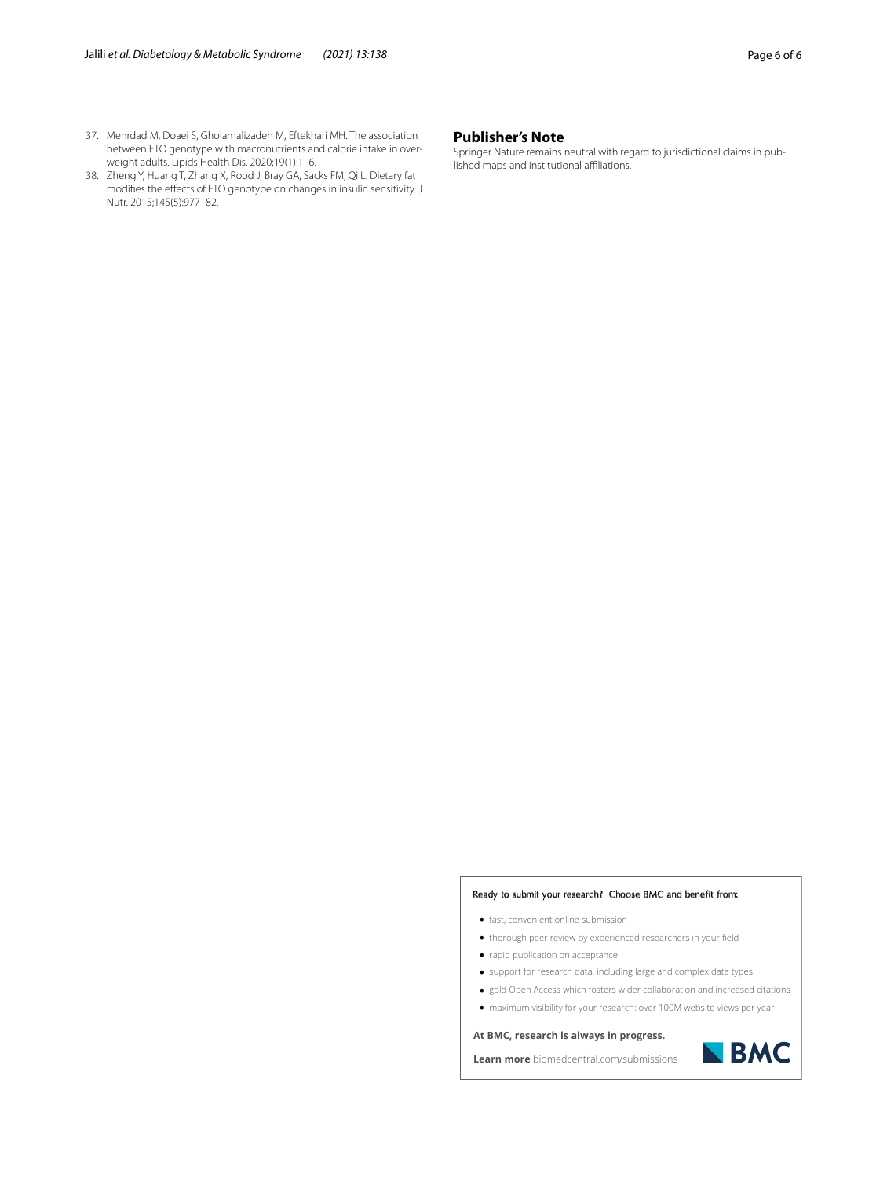37. Mehrdad M, Doaei S, Gholamalizadeh M, Eftekhari MH. The association between FTO genotype with macronutrients and calorie intake in overweight adults. Lipids Health Dis. 2020;19(1):1–6.
38. Zheng Y, Huang T, Zhang X, Rood J, Bray GA, Sacks FM, Qi L. Dietary fat modifies the effects of FTO genotype on changes in insulin sensitivity. J Nutr. 2015;145(5):977–82.

## Publisher's Note

Springer Nature remains neutral with regard to jurisdictional claims in published maps and institutional affiliations.

Ready to submit your research? Choose BMC and benefit from:

- fast, convenient online submission
- thorough peer review by experienced researchers in your field
- rapid publication on acceptance
- support for research data, including large and complex data types
- gold Open Access which fosters wider collaboration and increased citations
- maximum visibility for your research: over 100M website views per year

**At BMC, research is always in progress.**

**Learn more** biomedcentral.com/submissions

BMC